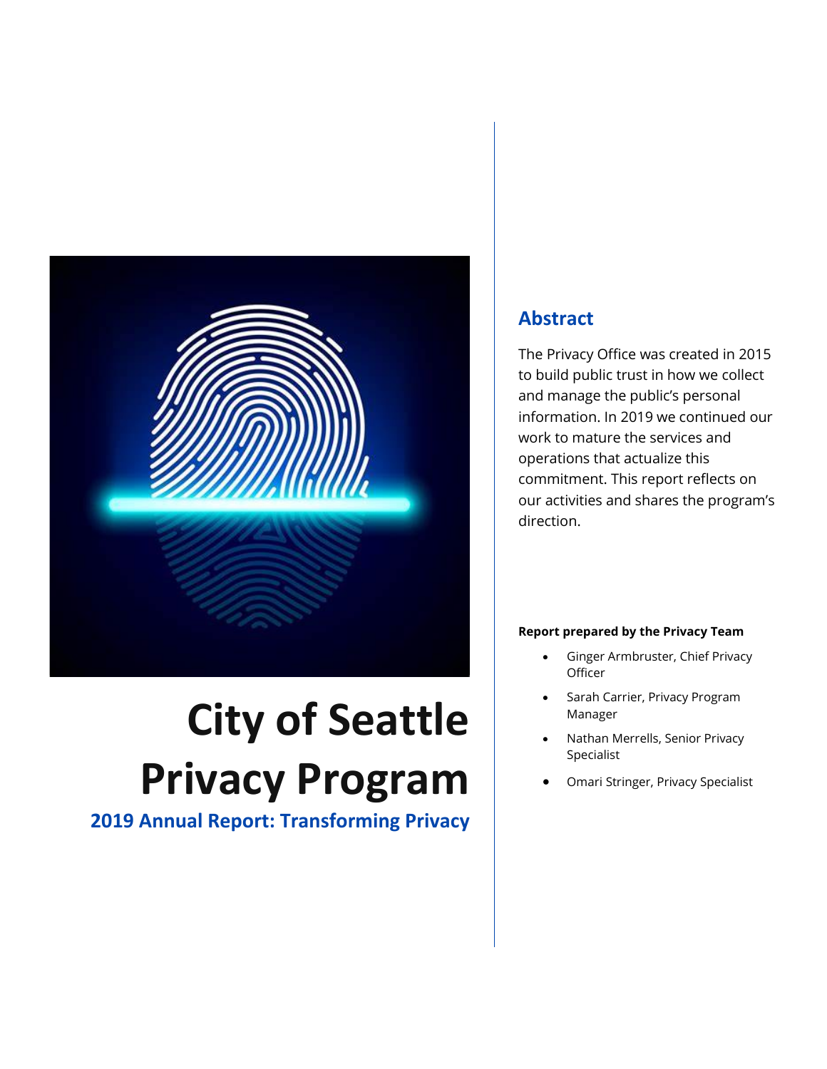# City of Seattle Privacy Program

## 2019 Annual Report: Transforming Privacy

## Abstract

The Privacy Office was created in 2015 to build public trust in how we collect and manage the public's personal information. In 2019 we continued our work to mature the services and operations that actualize this commitment. This report reflects on our activities and shares the program's direction.

**Report prepared by the Privacy Team**

- Ginger Armbruster, Chief Privacy Officer
- Sarah Carrier, Privacy Program Manager
- Nathan Merrells, Senior Privacy Specialist
- Omari Stringer, Privacy Specialist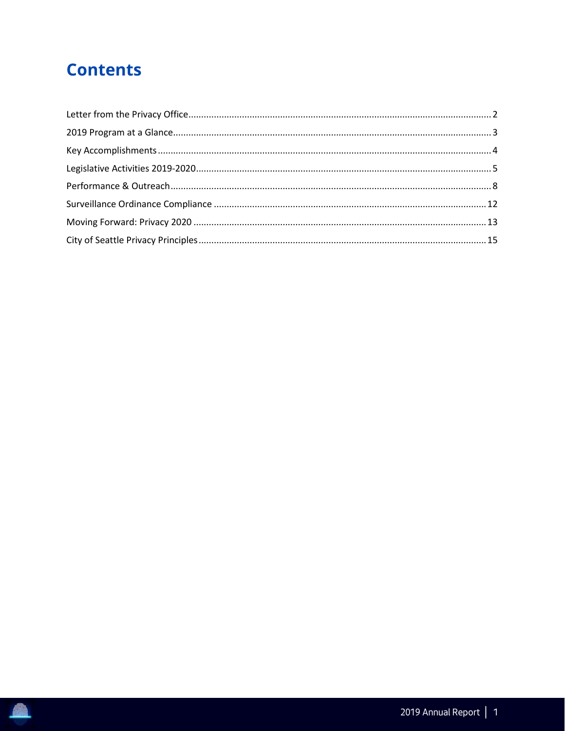# Contents

Letter from the Privacy Office ..... 2

2019 Program at a Glance ..... 3

Key Accomplishments ..... 4

Legislative Activities 2019-2020 ..... 5

Performance & Outreach ..... 8

Surveillance Ordinance Compliance ..... 12

Moving Forward: Privacy 2020 ..... 13

City of Seattle Privacy Principles ..... 15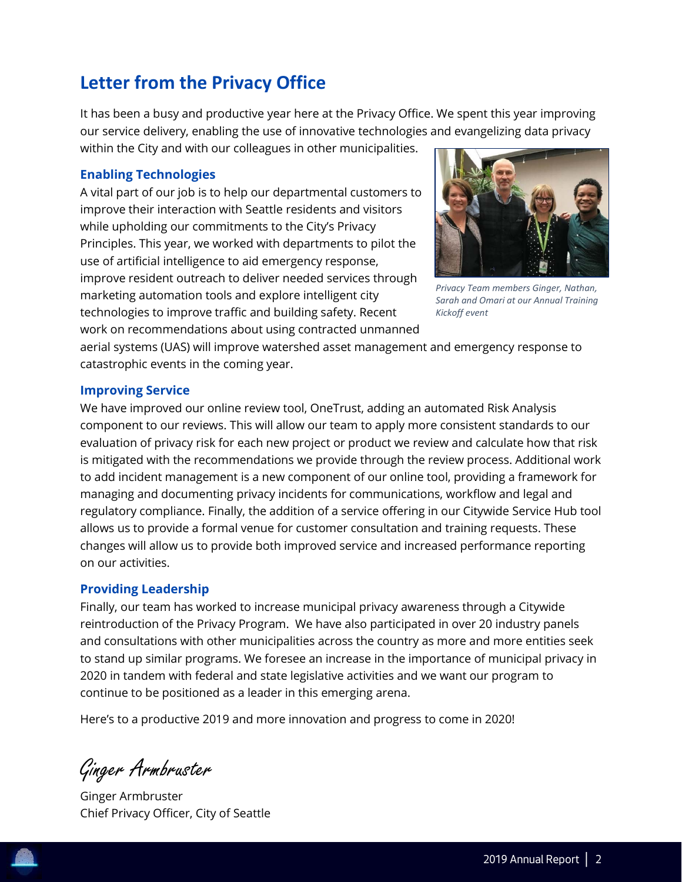## Letter from the Privacy Office

It has been a busy and productive year here at the Privacy Office. We spent this year improving our service delivery, enabling the use of innovative technologies and evangelizing data privacy within the City and with our colleagues in other municipalities.

### Enabling Technologies

A vital part of our job is to help our departmental customers to improve their interaction with Seattle residents and visitors while upholding our commitments to the City's Privacy Principles. This year, we worked with departments to pilot the use of artificial intelligence to aid emergency response, improve resident outreach to deliver needed services through marketing automation tools and explore intelligent city technologies to improve traffic and building safety. Recent work on recommendations about using contracted unmanned aerial systems (UAS) will improve watershed asset management and emergency response to catastrophic events in the coming year.

*Privacy Team members Ginger, Nathan, Sarah and Omari at our Annual Training Kickoff event*

### Improving Service

We have improved our online review tool, OneTrust, adding an automated Risk Analysis component to our reviews. This will allow our team to apply more consistent standards to our evaluation of privacy risk for each new project or product we review and calculate how that risk is mitigated with the recommendations we provide through the review process. Additional work to add incident management is a new component of our online tool, providing a framework for managing and documenting privacy incidents for communications, workflow and legal and regulatory compliance. Finally, the addition of a service offering in our Citywide Service Hub tool allows us to provide a formal venue for customer consultation and training requests. These changes will allow us to provide both improved service and increased performance reporting on our activities.

### Providing Leadership

Finally, our team has worked to increase municipal privacy awareness through a Citywide reintroduction of the Privacy Program. We have also participated in over 20 industry panels and consultations with other municipalities across the country as more and more entities seek to stand up similar programs. We foresee an increase in the importance of municipal privacy in 2020 in tandem with federal and state legislative activities and we want our program to continue to be positioned as a leader in this emerging arena.

Here's to a productive 2019 and more innovation and progress to come in 2020!

*Ginger Armbruster*

Ginger Armbruster
Chief Privacy Officer, City of Seattle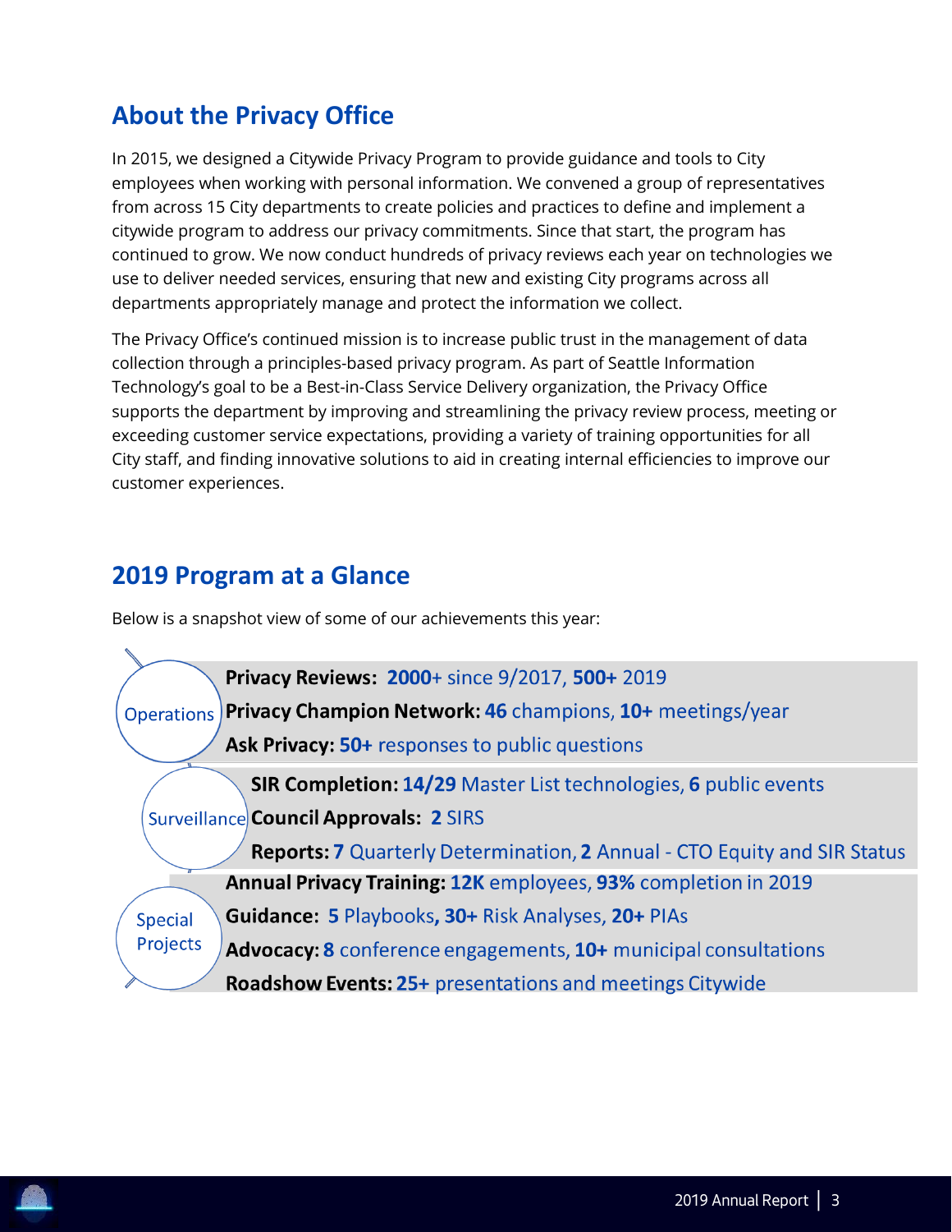## About the Privacy Office

In 2015, we designed a Citywide Privacy Program to provide guidance and tools to City employees when working with personal information. We convened a group of representatives from across 15 City departments to create policies and practices to define and implement a citywide program to address our privacy commitments. Since that start, the program has continued to grow. We now conduct hundreds of privacy reviews each year on technologies we use to deliver needed services, ensuring that new and existing City programs across all departments appropriately manage and protect the information we collect.

The Privacy Office's continued mission is to increase public trust in the management of data collection through a principles-based privacy program. As part of Seattle Information Technology's goal to be a Best-in-Class Service Delivery organization, the Privacy Office supports the department by improving and streamlining the privacy review process, meeting or exceeding customer service expectations, providing a variety of training opportunities for all City staff, and finding innovative solutions to aid in creating internal efficiencies to improve our customer experiences.

## 2019 Program at a Glance

Below is a snapshot view of some of our achievements this year:

**Operations**

- **Privacy Reviews:** **2000**+ since 9/2017, **500+** 2019
- **Privacy Champion Network:** **46** champions, **10+** meetings/year
- **Ask Privacy:** **50+** responses to public questions

**Surveillance**

- **SIR Completion:** **14/29** Master List technologies, **6** public events
- **Council Approvals:** **2** SIRS
- **Reports:** **7** Quarterly Determination, **2** Annual - CTO Equity and SIR Status

**Speecial Projects**

- **Annual Privacy Training:** **12K** employees, **93%** completion in 2019
- **Guidance:** **5** Playbooks**, 30+** Risk Analyses, **20+** PIAs
- **Advocacy:** **8** conference engagements, **10+** municipal consultations
- **Roadshow Events:** **25+** presentations and meetings Citywide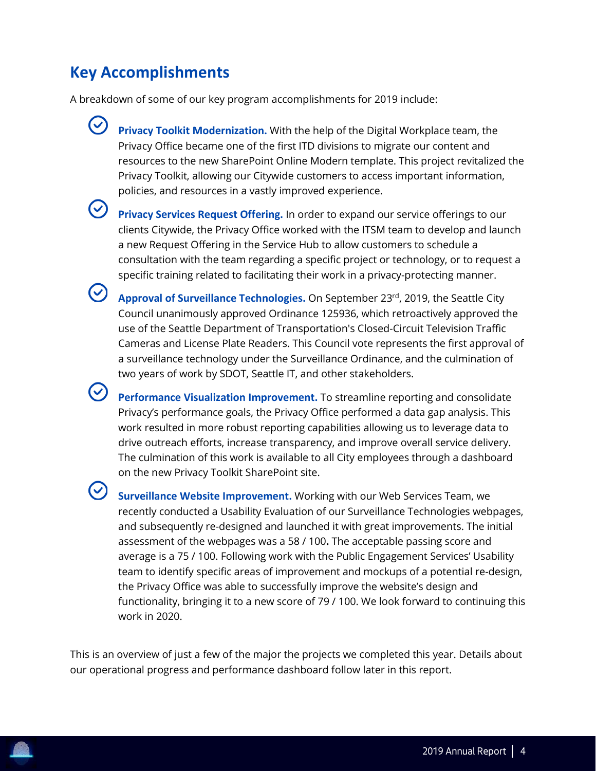## Key Accomplishments

A breakdown of some of our key program accomplishments for 2019 include:

- **Privacy Toolkit Modernization.** With the help of the Digital Workplace team, the Privacy Office became one of the first ITD divisions to migrate our content and resources to the new SharePoint Online Modern template. This project revitalized the Privacy Toolkit, allowing our Citywide customers to access important information, policies, and resources in a vastly improved experience.
- **Privacy Services Request Offering.** In order to expand our service offerings to our clients Citywide, the Privacy Office worked with the ITSM team to develop and launch a new Request Offering in the Service Hub to allow customers to schedule a consultation with the team regarding a specific project or technology, or to request a specific training related to facilitating their work in a privacy-protecting manner.
- **Approval of Surveillance Technologies.** On September 23rd, 2019, the Seattle City Council unanimously approved Ordinance 125936, which retroactively approved the use of the Seattle Department of Transportation's Closed-Circuit Television Traffic Cameras and License Plate Readers. This Council vote represents the first approval of a surveillance technology under the Surveillance Ordinance, and the culmination of two years of work by SDOT, Seattle IT, and other stakeholders.
- **Performance Visualization Improvement.** To streamline reporting and consolidate Privacy's performance goals, the Privacy Office performed a data gap analysis. This work resulted in more robust reporting capabilities allowing us to leverage data to drive outreach efforts, increase transparency, and improve overall service delivery. The culmination of this work is available to all City employees through a dashboard on the new Privacy Toolkit SharePoint site.
- **Surveillance Website Improvement.** Working with our Web Services Team, we recently conducted a Usability Evaluation of our Surveillance Technologies webpages, and subsequently re-designed and launched it with great improvements. The initial assessment of the webpages was a 58 / 100. The acceptable passing score and average is a 75 / 100. Following work with the Public Engagement Services' Usability team to identify specific areas of improvement and mockups of a potential re-design, the Privacy Office was able to successfully improve the website's design and functionality, bringing it to a new score of 79 / 100. We look forward to continuing this work in 2020.

This is an overview of just a few of the major the projects we completed this year. Details about our operational progress and performance dashboard follow later in this report.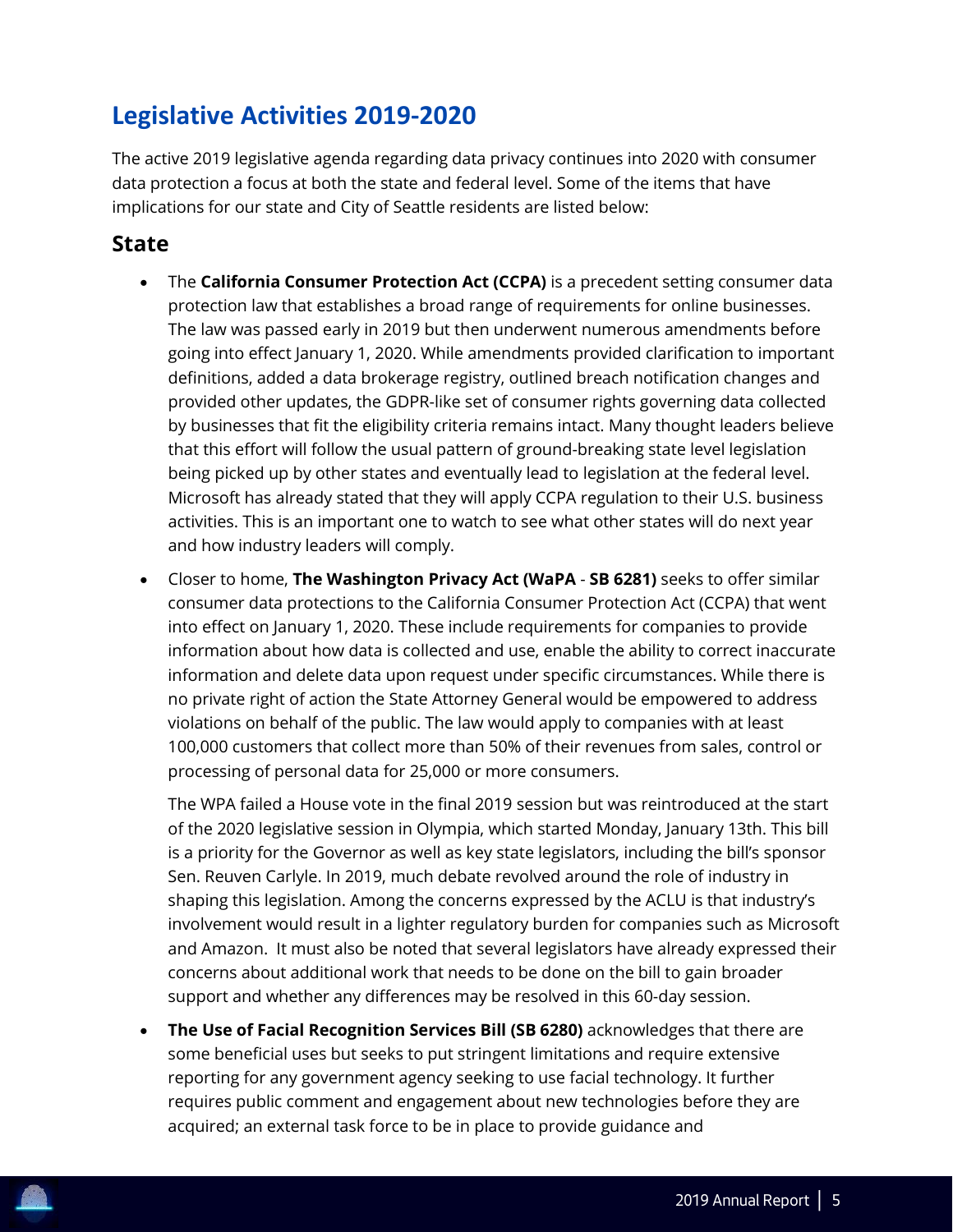## Legislative Activities 2019-2020

The active 2019 legislative agenda regarding data privacy continues into 2020 with consumer data protection a focus at both the state and federal level. Some of the items that have implications for our state and City of Seattle residents are listed below:

### State

- The **California Consumer Protection Act (CCPA)** is a precedent setting consumer data protection law that establishes a broad range of requirements for online businesses. The law was passed early in 2019 but then underwent numerous amendments before going into effect January 1, 2020. While amendments provided clarification to important definitions, added a data brokerage registry, outlined breach notification changes and provided other updates, the GDPR-like set of consumer rights governing data collected by businesses that fit the eligibility criteria remains intact. Many thought leaders believe that this effort will follow the usual pattern of ground-breaking state level legislation being picked up by other states and eventually lead to legislation at the federal level. Microsoft has already stated that they will apply CCPA regulation to their U.S. business activities. This is an important one to watch to see what other states will do next year and how industry leaders will comply.

- Closer to home, **The Washington Privacy Act (WaPA** - **SB 6281)** seeks to offer similar consumer data protections to the California Consumer Protection Act (CCPA) that went into effect on January 1, 2020. These include requirements for companies to provide information about how data is collected and use, enable the ability to correct inaccurate information and delete data upon request under specific circumstances. While there is no private right of action the State Attorney General would be empowered to address violations on behalf of the public. The law would apply to companies with at least 100,000 customers that collect more than 50% of their revenues from sales, control or processing of personal data for 25,000 or more consumers.

  The WPA failed a House vote in the final 2019 session but was reintroduced at the start of the 2020 legislative session in Olympia, which started Monday, January 13th. This bill is a priority for the Governor as well as key state legislators, including the bill's sponsor Sen. Reuven Carlyle. In 2019, much debate revolved around the role of industry in shaping this legislation. Among the concerns expressed by the ACLU is that industry's involvement would result in a lighter regulatory burden for companies such as Microsoft and Amazon. It must also be noted that several legislators have already expressed their concerns about additional work that needs to be done on the bill to gain broader support and whether any differences may be resolved in this 60-day session.

- **The Use of Facial Recognition Services Bill (SB 6280)** acknowledges that there are some beneficial uses but seeks to put stringent limitations and require extensive reporting for any government agency seeking to use facial technology. It further requires public comment and engagement about new technologies before they are acquired; an external task force to be in place to provide guidance and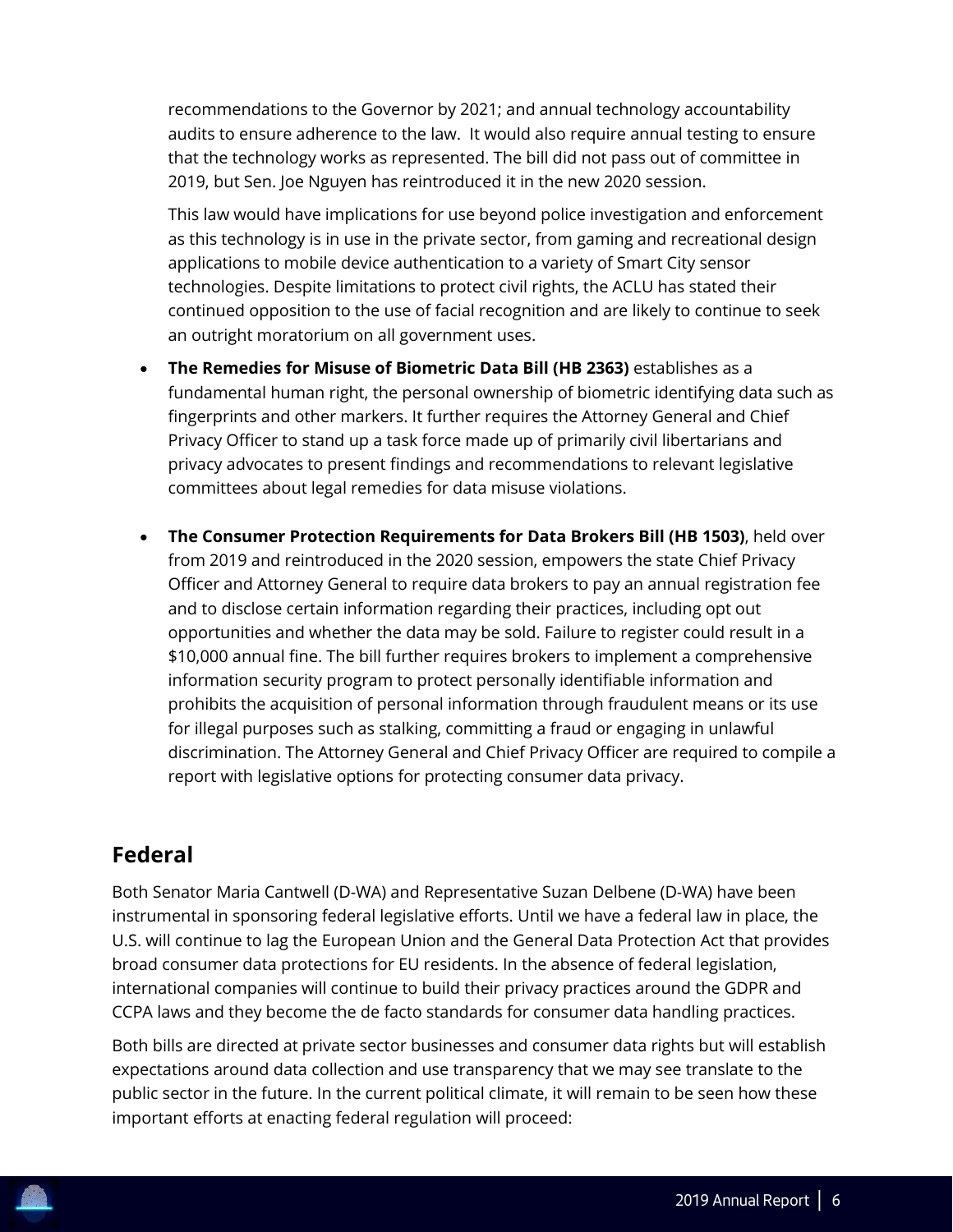recommendations to the Governor by 2021; and annual technology accountability audits to ensure adherence to the law. It would also require annual testing to ensure that the technology works as represented. The bill did not pass out of committee in 2019, but Sen. Joe Nguyen has reintroduced it in the new 2020 session.

This law would have implications for use beyond police investigation and enforcement as this technology is in use in the private sector, from gaming and recreational design applications to mobile device authentication to a variety of Smart City sensor technologies. Despite limitations to protect civil rights, the ACLU has stated their continued opposition to the use of facial recognition and are likely to continue to seek an outright moratorium on all government uses.

- **The Remedies for Misuse of Biometric Data Bill (HB 2363)** establishes as a fundamental human right, the personal ownership of biometric identifying data such as fingerprints and other markers. It further requires the Attorney General and Chief Privacy Officer to stand up a task force made up of primarily civil libertarians and privacy advocates to present findings and recommendations to relevant legislative committees about legal remedies for data misuse violations.

- **The Consumer Protection Requirements for Data Brokers Bill (HB 1503)**, held over from 2019 and reintroduced in the 2020 session, empowers the state Chief Privacy Officer and Attorney General to require data brokers to pay an annual registration fee and to disclose certain information regarding their practices, including opt out opportunities and whether the data may be sold. Failure to register could result in a $10,000 annual fine. The bill further requires brokers to implement a comprehensive information security program to protect personally identifiable information and prohibits the acquisition of personal information through fraudulent means or its use for illegal purposes such as stalking, committing a fraud or engaging in unlawful discrimination. The Attorney General and Chief Privacy Officer are required to compile a report with legislative options for protecting consumer data privacy.

## Federal

Both Senator Maria Cantwell (D-WA) and Representative Suzan Delbene (D-WA) have been instrumental in sponsoring federal legislative efforts. Until we have a federal law in place, the U.S. will continue to lag the European Union and the General Data Protection Act that provides broad consumer data protections for EU residents. In the absence of federal legislation, international companies will continue to build their privacy practices around the GDPR and CCPA laws and they become the de facto standards for consumer data handling practices.

Both bills are directed at private sector businesses and consumer data rights but will establish expectations around data collection and use transparency that we may see translate to the public sector in the future. In the current political climate, it will remain to be seen how these important efforts at enacting federal regulation will proceed: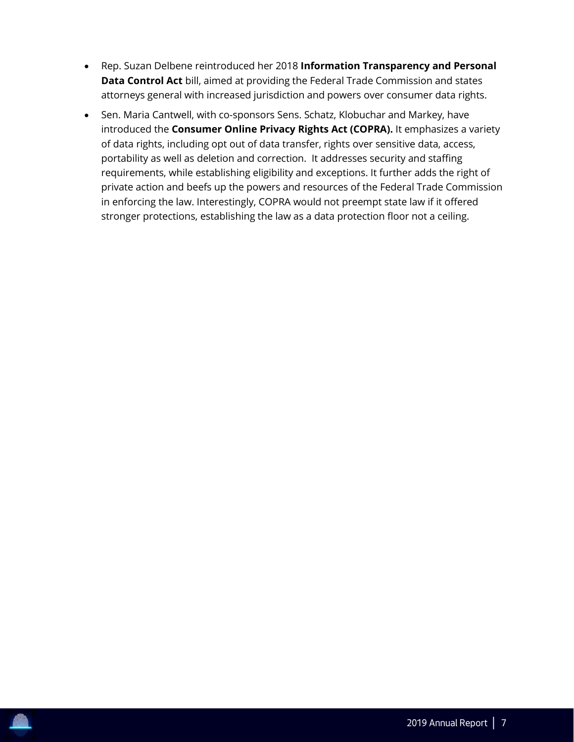- Rep. Suzan Delbene reintroduced her 2018 **Information Transparency and Personal Data Control Act** bill, aimed at providing the Federal Trade Commission and states attorneys general with increased jurisdiction and powers over consumer data rights.
- Sen. Maria Cantwell, with co-sponsors Sens. Schatz, Klobuchar and Markey, have introduced the **Consumer Online Privacy Rights Act (COPRA).** It emphasizes a variety of data rights, including opt out of data transfer, rights over sensitive data, access, portability as well as deletion and correction. It addresses security and staffing requirements, while establishing eligibility and exceptions. It further adds the right of private action and beefs up the powers and resources of the Federal Trade Commission in enforcing the law. Interestingly, COPRA would not preempt state law if it offered stronger protections, establishing the law as a data protection floor not a ceiling.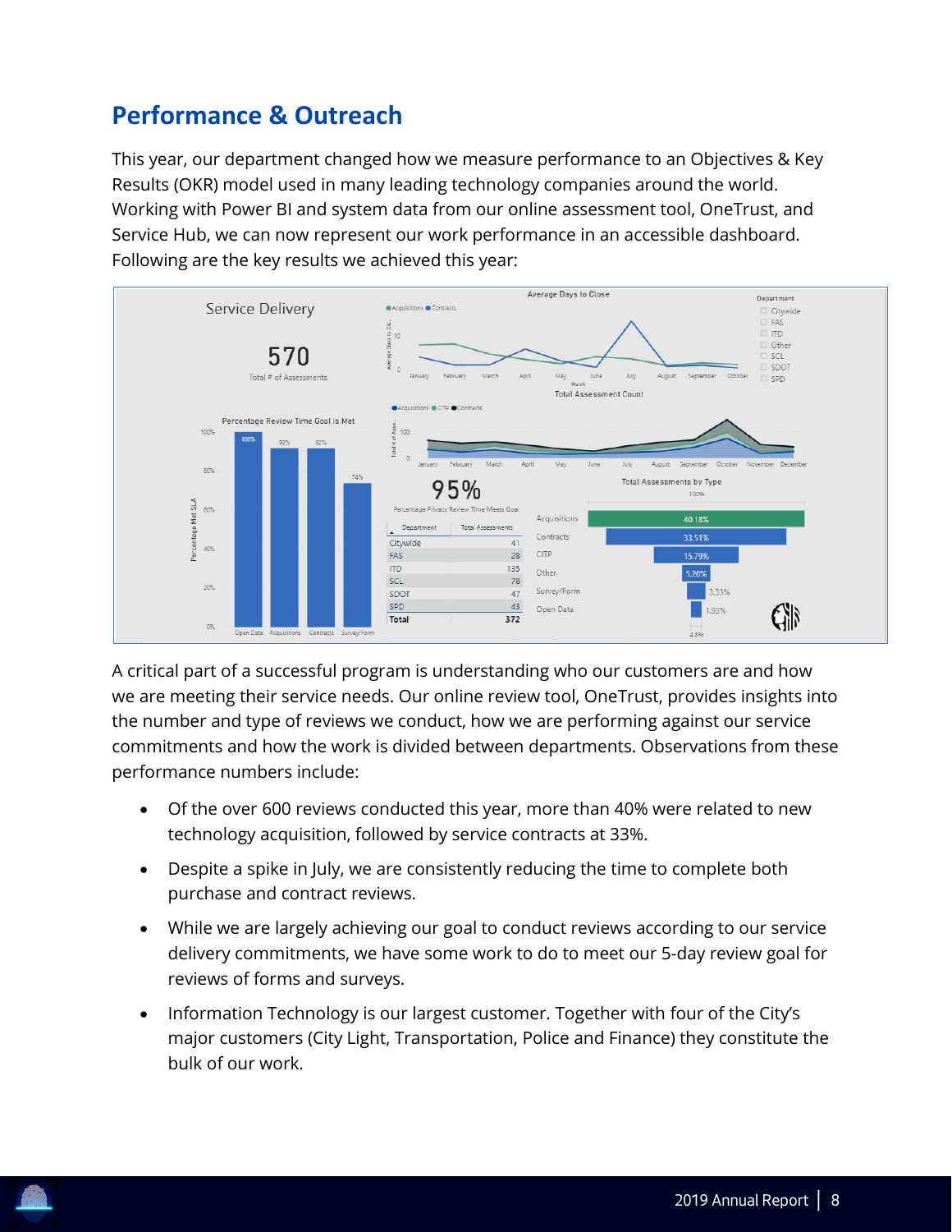## Performance & Outreach

This year, our department changed how we measure performance to an Objectives & Key Results (OKR) model used in many leading technology companies around the world. Working with Power BI and system data from our online assessment tool, OneTrust, and Service Hub, we can now represent our work performance in an accessible dashboard. Following are the key results we achieved this year:

A critical part of a successful program is understanding who our customers are and how we are meeting their service needs. Our online review tool, OneTrust, provides insights into the number and type of reviews we conduct, how we are performing against our service commitments and how the work is divided between departments. Observations from these performance numbers include:

- Of the over 600 reviews conducted this year, more than 40% were related to new technology acquisition, followed by service contracts at 33%.
- Despite a spike in July, we are consistently reducing the time to complete both purchase and contract reviews.
- While we are largely achieving our goal to conduct reviews according to our service delivery commitments, we have some work to do to meet our 5-day review goal for reviews of forms and surveys.
- Information Technology is our largest customer. Together with four of the City's major customers (City Light, Transportation, Police and Finance) they constitute the bulk of our work.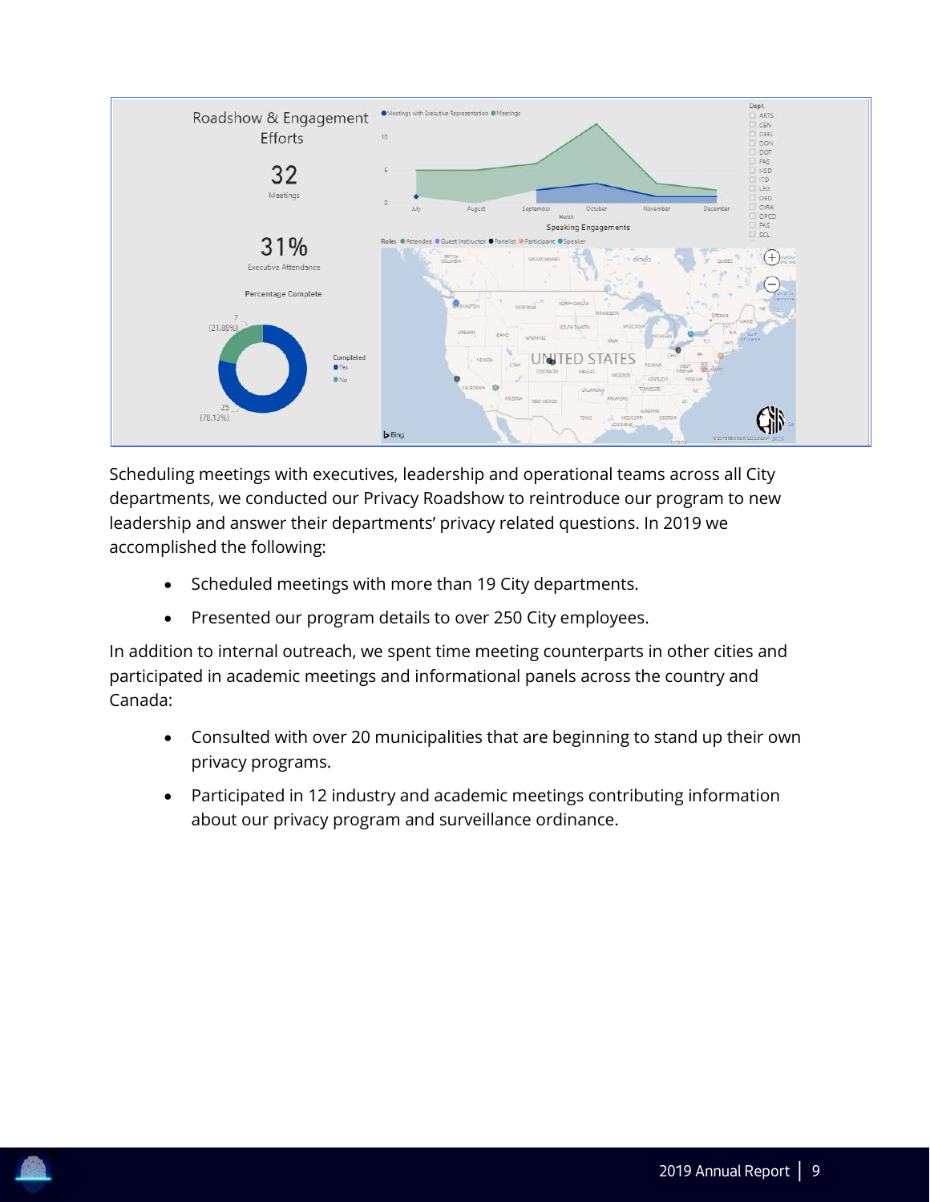Roadshow & Engagement Efforts

32
Meetings

31%
Executive Attendance

Percentage Complete

7 (21.88%)

25 (78.13%)

Completed
- Yes
- No

Meetings with Executive Representation | Meetings

Speaking Engagements

Roles: Attendee, Guest Instructor, Panelist, Participant, Speaker

Dept.: ARTS, CEN, DEEL, DON, DOT, FAS, HSD, ITD, LEG, OED, OIRA, OPCD, PKS, SCL

Scheduling meetings with executives, leadership and operational teams across all City departments, we conducted our Privacy Roadshow to reintroduce our program to new leadership and answer their departments' privacy related questions. In 2019 we accomplished the following:

- Scheduled meetings with more than 19 City departments.
- Presented our program details to over 250 City employees.

In addition to internal outreach, we spent time meeting counterparts in other cities and participated in academic meetings and informational panels across the country and Canada:

- Consulted with over 20 municipalities that are beginning to stand up their own privacy programs.
- Participated in 12 industry and academic meetings contributing information about our privacy program and surveillance ordinance.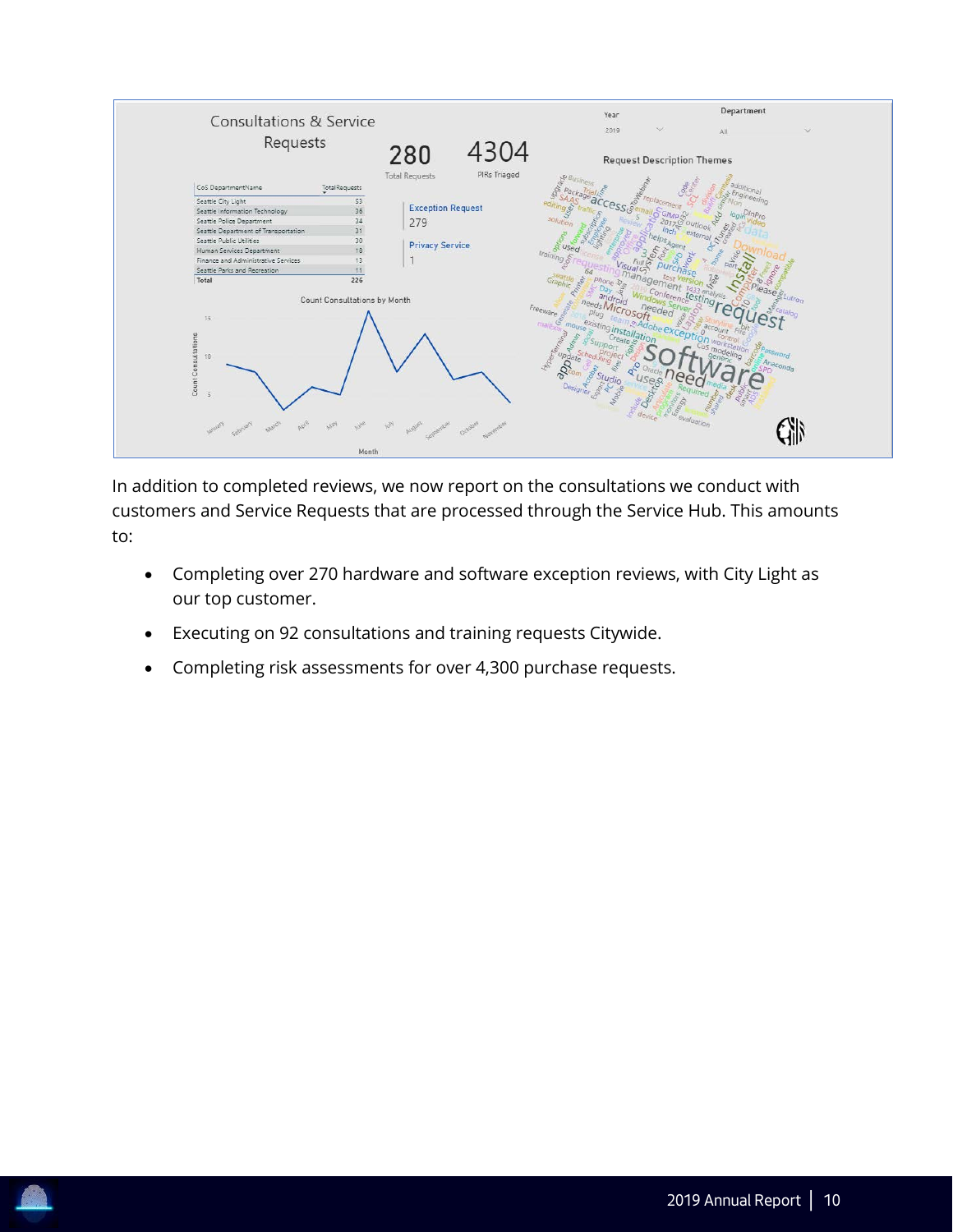## Consultations & Service Requests

| CoS DepartmentName | TotalRequests |
|---|---|
| Seattle City Light | 53 |
| Seattle Information Technology | 36 |
| Seattle Police Department | 34 |
| Seattle Department of Transportation | 31 |
| Seattle Public Utilities | 30 |
| Human Services Department | 18 |
| Finance and Administrative Services | 13 |
| Seattle Parks and Recreation | 11 |
| Total | 226 |

280 Total Requests

4304 PIRs Triaged

Exception Request 279

Privacy Service 1

In addition to completed reviews, we now report on the consultations we conduct with customers and Service Requests that are processed through the Service Hub. This amounts to:

- Completing over 270 hardware and software exception reviews, with City Light as our top customer.
- Executing on 92 consultations and training requests Citywide.
- Completing risk assessments for over 4,300 purchase requests.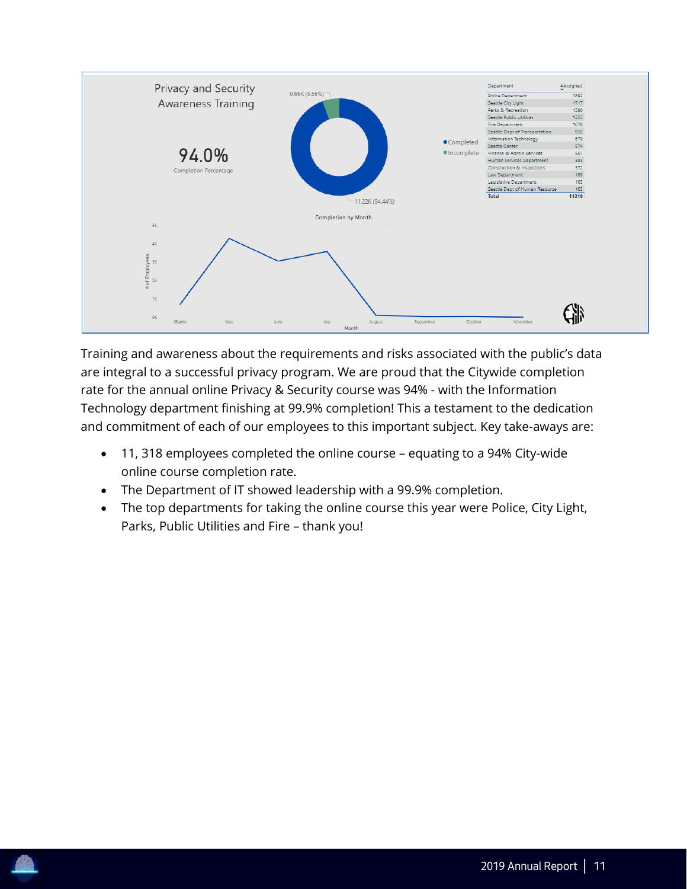Privacy and Security Awareness Training

**94.0%**
Completion Percentage

0.66K (5.56%)

11.22K (94.44%)

● Completed
● Incomplete

| Department | #Assigned |
|---|---|
| Police Department | 1892 |
| Seattle City Light | 1717 |
| Parks & Recreation | 1386 |
| Seattle Public Utilities | 1353 |
| Fire Department | 1076 |
| Seattle Dept of Transportation | 932 |
| Information Technology | 679 |
| Seattle Center | 574 |
| Finance & Admin Services | 557 |
| Human Services Department | 383 |
| Construction & Inspections | 372 |
| Law Department | 189 |
| Legislative Department | 103 |
| Seattle Dept of Human Resource | 103 |
| **Total** | **11318** |

Completion by Month

Training and awareness about the requirements and risks associated with the public's data are integral to a successful privacy program. We are proud that the Citywide completion rate for the annual online Privacy & Security course was 94% - with the Information Technology department finishing at 99.9% completion! This a testament to the dedication and commitment of each of our employees to this important subject. Key take-aways are:

- 11, 318 employees completed the online course – equating to a 94% City-wide online course completion rate.
- The Department of IT showed leadership with a 99.9% completion.
- The top departments for taking the online course this year were Police, City Light, Parks, Public Utilities and Fire – thank you!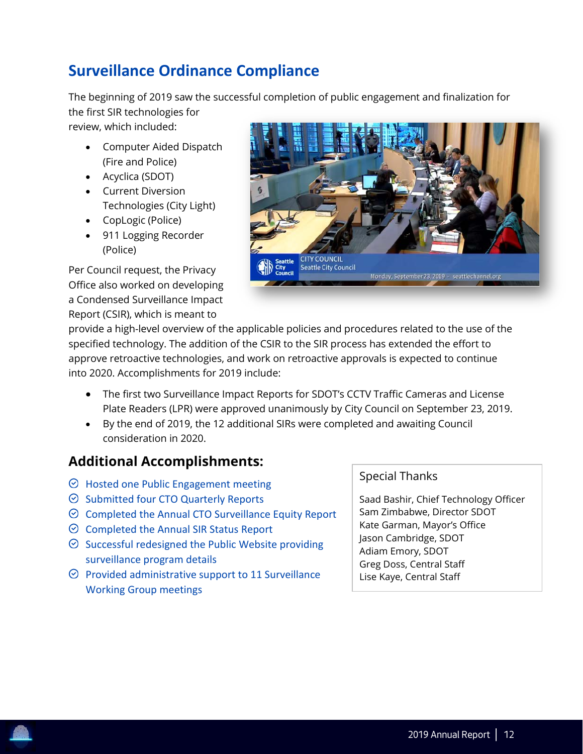## Surveillance Ordinance Compliance

The beginning of 2019 saw the successful completion of public engagement and finalization for the first SIR technologies for review, which included:

- Computer Aided Dispatch (Fire and Police)
- Acyclica (SDOT)
- Current Diversion Technologies (City Light)
- CopLogic (Police)
- 911 Logging Recorder (Police)

Per Council request, the Privacy Office also worked on developing a Condensed Surveillance Impact Report (CSIR), which is meant to provide a high-level overview of the applicable policies and procedures related to the use of the specified technology. The addition of the CSIR to the SIR process has extended the effort to approve retroactive technologies, and work on retroactive approvals is expected to continue into 2020. Accomplishments for 2019 include:

- The first two Surveillance Impact Reports for SDOT's CCTV Traffic Cameras and License Plate Readers (LPR) were approved unanimously by City Council on September 23, 2019.
- By the end of 2019, the 12 additional SIRs were completed and awaiting Council consideration in 2020.

### Additional Accomplishments:

- Hosted one Public Engagement meeting
- Submitted four CTO Quarterly Reports
- Completed the Annual CTO Surveillance Equity Report
- Completed the Annual SIR Status Report
- Successful redesigned the Public Website providing surveillance program details
- Provided administrative support to 11 Surveillance Working Group meetings

Special Thanks

Saad Bashir, Chief Technology Officer
Sam Zimbabwe, Director SDOT
Kate Garman, Mayor's Office
Jason Cambridge, SDOT
Adiam Emory, SDOT
Greg Doss, Central Staff
Lise Kaye, Central Staff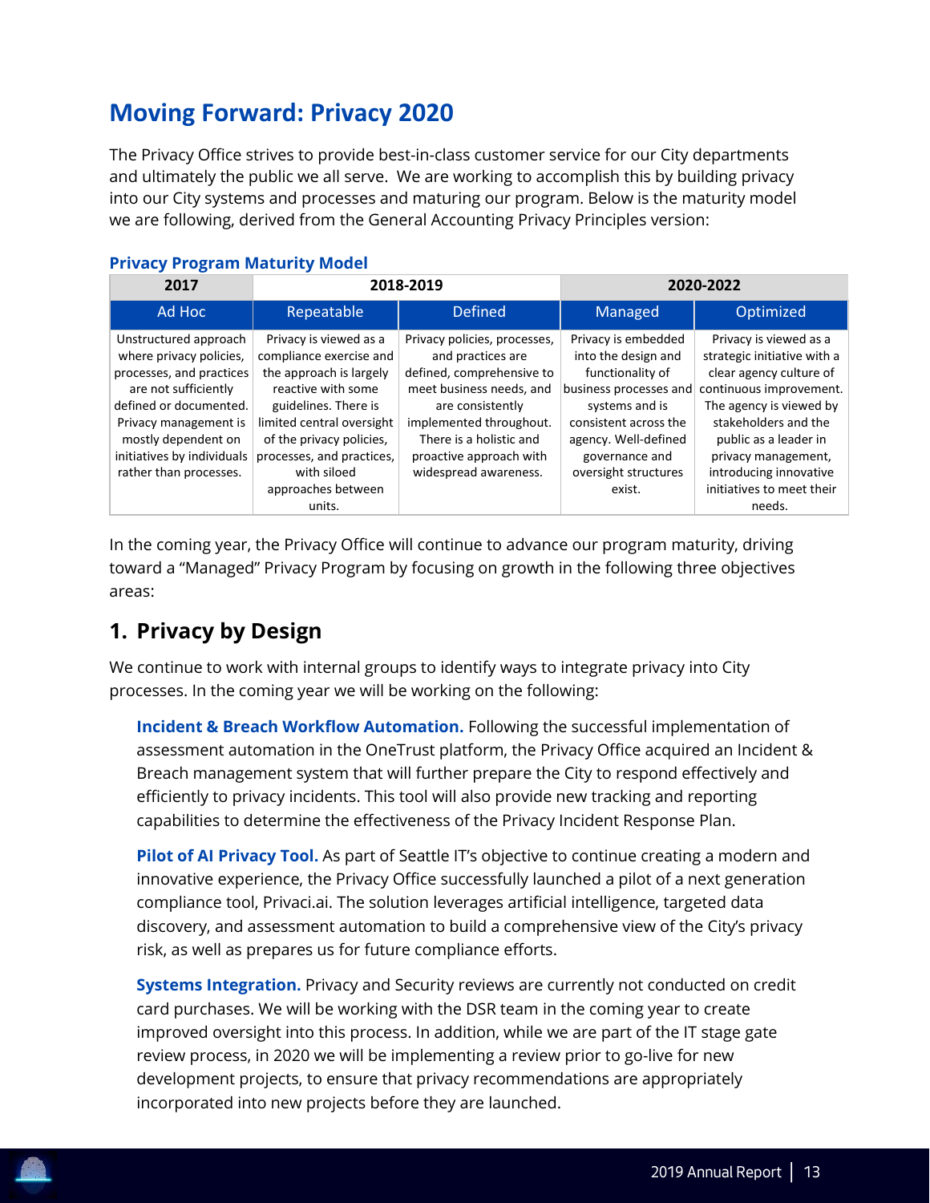# Moving Forward: Privacy 2020

The Privacy Office strives to provide best-in-class customer service for our City departments and ultimately the public we all serve. We are working to accomplish this by building privacy into our City systems and processes and maturing our program. Below is the maturity model we are following, derived from the General Accounting Privacy Principles version:

### Privacy Program Maturity Model

| 2017 | 2018-2019 | | 2020-2022 | |
|---|---|---|---|---|
| Ad Hoc | Repeatable | Defined | Managed | Optimized |
| Unstructured approach where privacy policies, processes, and practices are not sufficiently defined or documented. Privacy management is mostly dependent on initiatives by individuals rather than processes. | Privacy is viewed as a compliance exercise and the approach is largely reactive with some guidelines. There is limited central oversight of the privacy policies, processes, and practices, with siloed approaches between units. | Privacy policies, processes, and practices are defined, comprehensive to meet business needs, and are consistently implemented throughout. There is a holistic and proactive approach with widespread awareness. | Privacy is embedded into the design and functionality of business processes and systems and is consistent across the agency. Well-defined governance and oversight structures exist. | Privacy is viewed as a strategic initiative with a clear agency culture of continuous improvement. The agency is viewed by stakeholders and the public as a leader in privacy management, introducing innovative initiatives to meet their needs. |

In the coming year, the Privacy Office will continue to advance our program maturity, driving toward a "Managed" Privacy Program by focusing on growth in the following three objectives areas:

## 1. Privacy by Design

We continue to work with internal groups to identify ways to integrate privacy into City processes. In the coming year we will be working on the following:

**Incident & Breach Workflow Automation.** Following the successful implementation of assessment automation in the OneTrust platform, the Privacy Office acquired an Incident & Breach management system that will further prepare the City to respond effectively and efficiently to privacy incidents. This tool will also provide new tracking and reporting capabilities to determine the effectiveness of the Privacy Incident Response Plan.

**Pilot of AI Privacy Tool.** As part of Seattle IT's objective to continue creating a modern and innovative experience, the Privacy Office successfully launched a pilot of a next generation compliance tool, Privaci.ai. The solution leverages artificial intelligence, targeted data discovery, and assessment automation to build a comprehensive view of the City's privacy risk, as well as prepares us for future compliance efforts.

**Systems Integration.** Privacy and Security reviews are currently not conducted on credit card purchases. We will be working with the DSR team in the coming year to create improved oversight into this process. In addition, while we are part of the IT stage gate review process, in 2020 we will be implementing a review prior to go-live for new development projects, to ensure that privacy recommendations are appropriately incorporated into new projects before they are launched.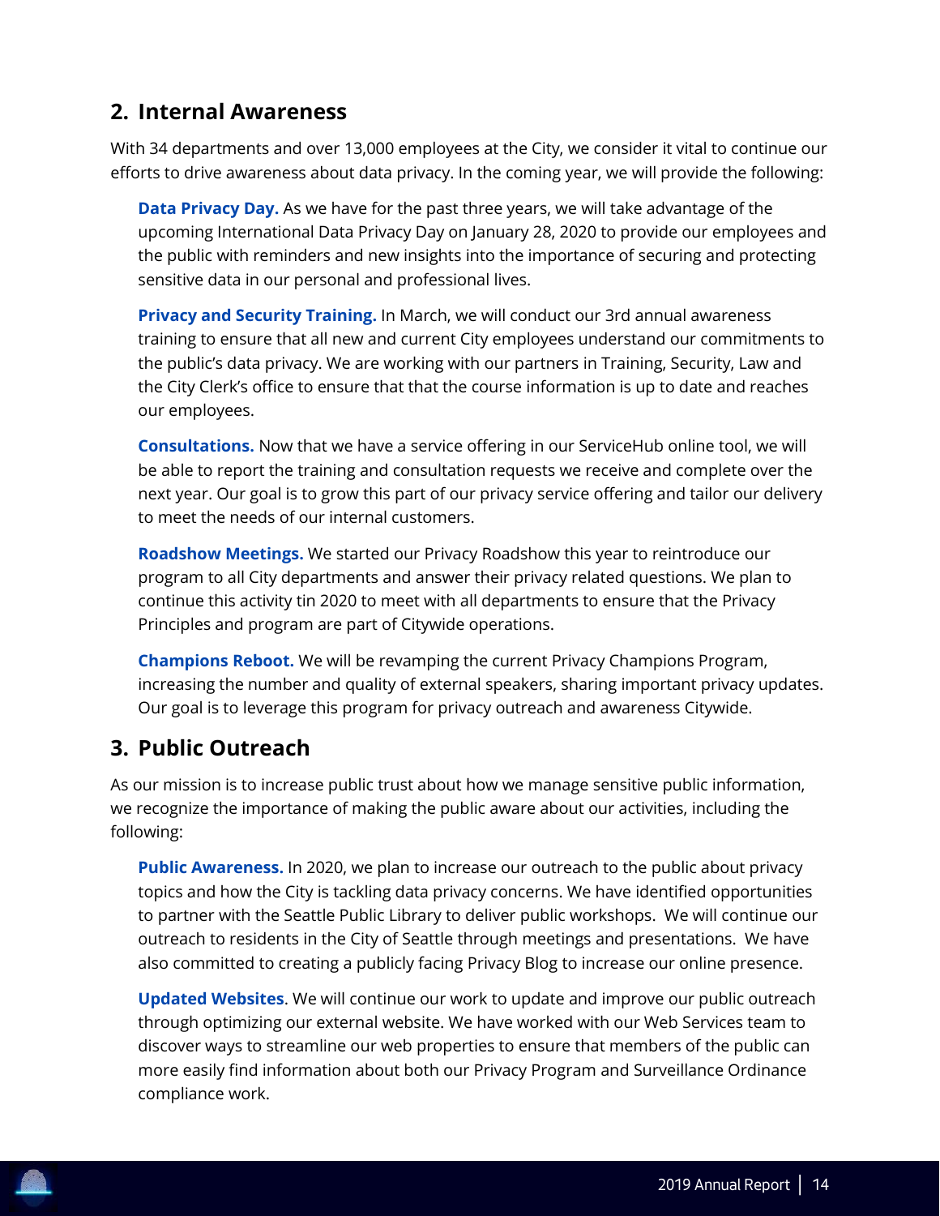## 2. Internal Awareness

With 34 departments and over 13,000 employees at the City, we consider it vital to continue our efforts to drive awareness about data privacy. In the coming year, we will provide the following:

**Data Privacy Day.** As we have for the past three years, we will take advantage of the upcoming International Data Privacy Day on January 28, 2020 to provide our employees and the public with reminders and new insights into the importance of securing and protecting sensitive data in our personal and professional lives.

**Privacy and Security Training.** In March, we will conduct our 3rd annual awareness training to ensure that all new and current City employees understand our commitments to the public's data privacy. We are working with our partners in Training, Security, Law and the City Clerk's office to ensure that that the course information is up to date and reaches our employees.

**Consultations.** Now that we have a service offering in our ServiceHub online tool, we will be able to report the training and consultation requests we receive and complete over the next year. Our goal is to grow this part of our privacy service offering and tailor our delivery to meet the needs of our internal customers.

**Roadshow Meetings.** We started our Privacy Roadshow this year to reintroduce our program to all City departments and answer their privacy related questions. We plan to continue this activity tin 2020 to meet with all departments to ensure that the Privacy Principles and program are part of Citywide operations.

**Champions Reboot.** We will be revamping the current Privacy Champions Program, increasing the number and quality of external speakers, sharing important privacy updates. Our goal is to leverage this program for privacy outreach and awareness Citywide.

## 3. Public Outreach

As our mission is to increase public trust about how we manage sensitive public information, we recognize the importance of making the public aware about our activities, including the following:

**Public Awareness.** In 2020, we plan to increase our outreach to the public about privacy topics and how the City is tackling data privacy concerns. We have identified opportunities to partner with the Seattle Public Library to deliver public workshops. We will continue our outreach to residents in the City of Seattle through meetings and presentations. We have also committed to creating a publicly facing Privacy Blog to increase our online presence.

**Updated Websites**. We will continue our work to update and improve our public outreach through optimizing our external website. We have worked with our Web Services team to discover ways to streamline our web properties to ensure that members of the public can more easily find information about both our Privacy Program and Surveillance Ordinance compliance work.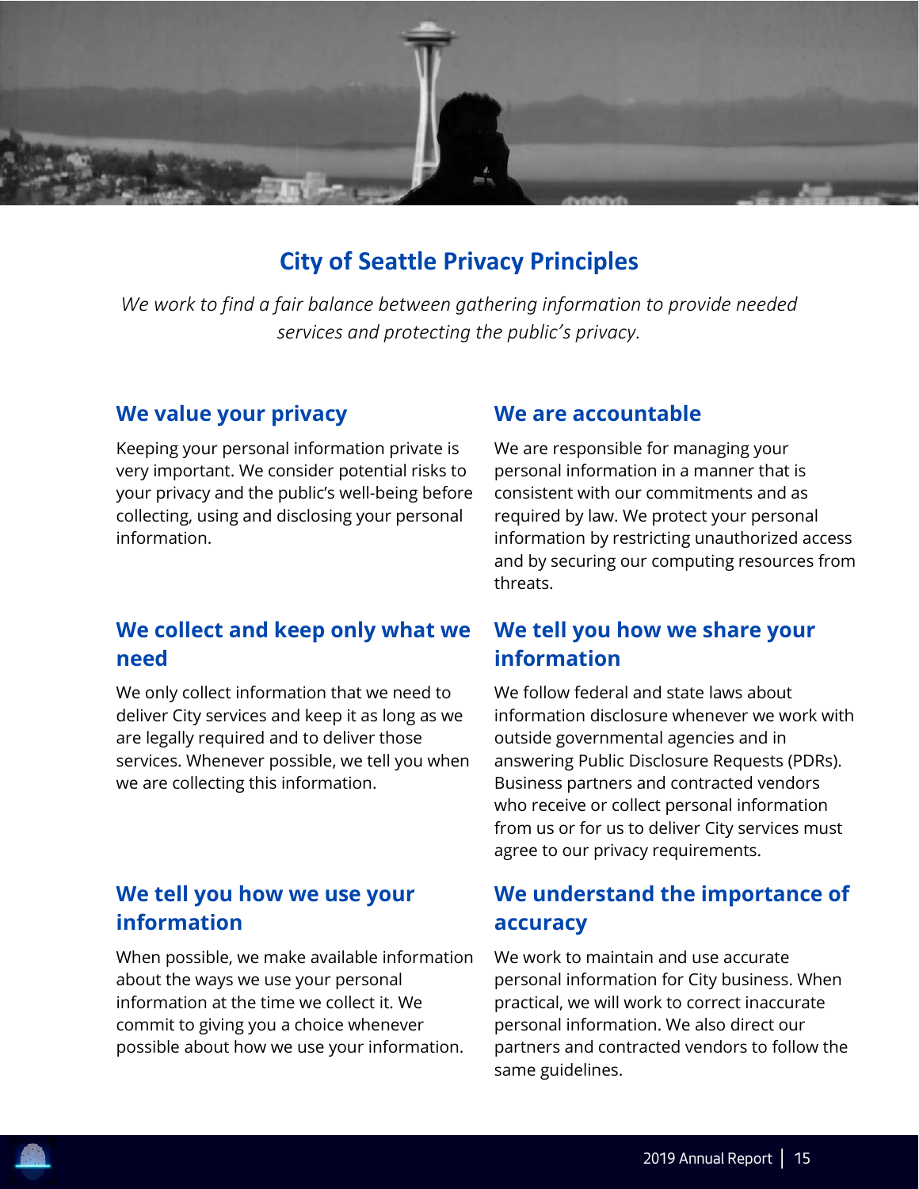# City of Seattle Privacy Principles

*We work to find a fair balance between gathering information to provide needed services and protecting the public's privacy.*

## We value your privacy

Keeping your personal information private is very important. We consider potential risks to your privacy and the public's well-being before collecting, using and disclosing your personal information.

## We collect and keep only what we need

We only collect information that we need to deliver City services and keep it as long as we are legally required and to deliver those services. Whenever possible, we tell you when we are collecting this information.

## We tell you how we use your information

When possible, we make available information about the ways we use your personal information at the time we collect it. We commit to giving you a choice whenever possible about how we use your information.

## We are accountable

We are responsible for managing your personal information in a manner that is consistent with our commitments and as required by law. We protect your personal information by restricting unauthorized access and by securing our computing resources from threats.

## We tell you how we share your information

We follow federal and state laws about information disclosure whenever we work with outside governmental agencies and in answering Public Disclosure Requests (PDRs). Business partners and contracted vendors who receive or collect personal information from us or for us to deliver City services must agree to our privacy requirements.

## We understand the importance of accuracy

We work to maintain and use accurate personal information for City business. When practical, we will work to correct inaccurate personal information. We also direct our partners and contracted vendors to follow the same guidelines.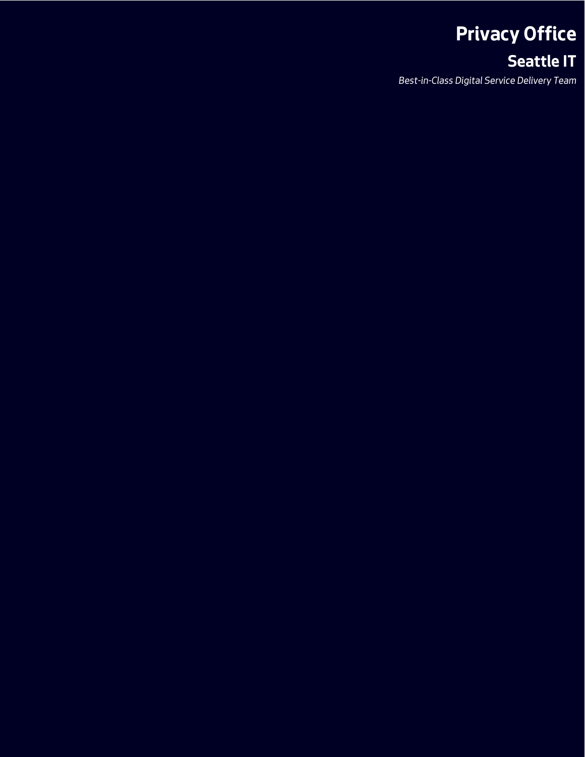# Privacy Office

## Seattle IT

*Best-in-Class Digital Service Delivery Team*